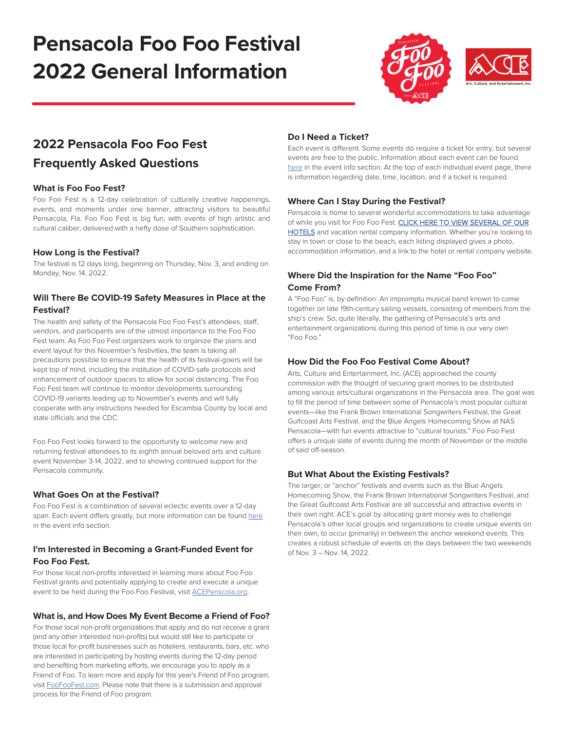# Pensacola Foo Foo Festival 2022 General Information

## 2022 Pensacola Foo Foo Fest Frequently Asked Questions

### What is Foo Foo Fest?

Foo Foo Fest is a 12-day celebration of culturally creative happenings, events, and moments under one banner, attracting visitors to beautiful Pensacola, Fla. Foo Foo Fest is big fun, with events of high artistic and cultural caliber, delivered with a hefty dose of Southern sophistication.

### How Long is the Festival?

The festival is 12 days long, beginning on Thursday, Nov. 3, and ending on Monday, Nov. 14, 2022.

### Will There Be COVID-19 Safety Measures in Place at the Festival?

The health and safety of the Pensacola Foo Foo Fest's attendees, staff, vendors, and participants are of the utmost importance to the Foo Foo Fest team. As Foo Foo Fest organizers work to organize the plans and event layout for this November's festivities, the team is taking all precautions possible to ensure that the health of its festival-goers will be kept top of mind, including the institution of COVID-safe protocols and enhancement of outdoor spaces to allow for social distancing. The Foo Foo Fest team will continue to monitor developments surrounding COVID-19 variants leading up to November's events and will fully cooperate with any instructions needed for Escambia County by local and state officials and the CDC.

Foo Foo Fest looks forward to the opportunity to welcome new and returning festival attendees to its eighth annual beloved arts and culture event November 3-14, 2022, and to showing continued support for the Pensacola community.

### What Goes On at the Festival?

Foo Foo Fest is a combination of several eclectic events over a 12-day span. Each event differs greatly, but more information can be found here in the event info section.

### I'm Interested in Becoming a Grant-Funded Event for Foo Foo Fest.

For those local non-profits interested in learning more about Foo Foo Festival grants and potentially applying to create and execute a unique event to be held during the Foo Foo Festival, visit ACEPenscola.org.

### What is, and How Does My Event Become a Friend of Foo?

For those local non-profit organizations that apply and do not receive a grant (and any other interested non-profits) but would still like to participate or those local for-profit businesses such as hoteliers, restaurants, bars, etc. who are interested in participating by hosting events during the 12-day period and benefiting from marketing efforts, we encourage you to apply as a Friend of Foo. To learn more and apply for this year's Friend of Foo program, visit FooFooFest.com. Please note that there is a submission and approval process for the Friend of Foo program.

### Do I Need a Ticket?

Each event is different. Some events do require a ticket for entry, but several events are free to the public. Information about each event can be found here in the event info section. At the top of each individual event page, there is information regarding date, time, location, and if a ticket is required.

### Where Can I Stay During the Festival?

Pensacola is home to several wonderful accommodations to take advantage of while you visit for Foo Foo Fest. CLICK HERE TO VIEW SEVERAL OF OUR HOTELS and vacation rental company information. Whether you're looking to stay in town or close to the beach, each listing displayed gives a photo, accommodation information, and a link to the hotel or rental company website.

### Where Did the Inspiration for the Name "Foo Foo" Come From?

A "Foo Foo" is, by definition: An impromptu musical band known to come together on late 19th-century sailing vessels, consisting of members from the ship's crew. So, quite literally, the gathering of Pensacola's arts and entertainment organizations during this period of time is our very own "Foo Foo."

### How Did the Foo Foo Festival Come About?

Arts, Culture and Entertainment, Inc. (ACE) approached the county commission with the thought of securing grant monies to be distributed among various arts/cultural organizations in the Pensacola area. The goal was to fill the period of time between some of Pensacola's most popular cultural events—like the Frank Brown International Songwriters Festival, the Great Gulfcoast Arts Festival, and the Blue Angels Homecoming Show at NAS Pensacola—with fun events attractive to "cultural tourists." Foo Foo Fest offers a unique slate of events during the month of November or the middle of said off-season.

### But What About the Existing Festivals?

The larger, or "anchor" festivals and events such as the Blue Angels Homecoming Show, the Frank Brown International Songwriters Festival, and the Great Gulfcoast Arts Festival are all successful and attractive events in their own right. ACE's goal by allocating grant money was to challenge Pensacola's other local groups and organizations to create unique events on their own, to occur (primarily) in between the anchor weekend events. This creates a robust schedule of events on the days between the two weekends of Nov. 3 – Nov. 14, 2022.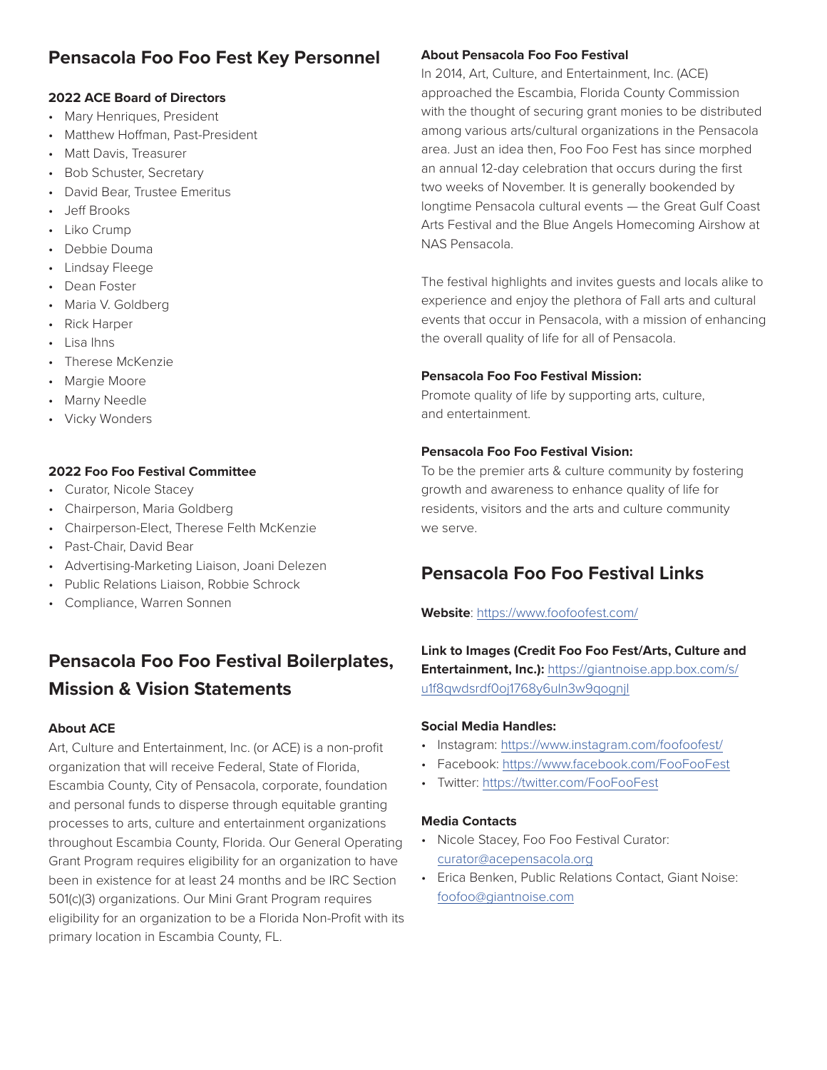## Pensacola Foo Foo Fest Key Personnel

**2022 ACE Board of Directors**

- Mary Henriques, President
- Matthew Hoffman, Past-President
- Matt Davis, Treasurer
- Bob Schuster, Secretary
- David Bear, Trustee Emeritus
- Jeff Brooks
- Liko Crump
- Debbie Douma
- Lindsay Fleege
- Dean Foster
- Maria V. Goldberg
- Rick Harper
- Lisa Ihns
- Therese McKenzie
- Margie Moore
- Marny Needle
- Vicky Wonders

**2022 Foo Foo Festival Committee**

- Curator, Nicole Stacey
- Chairperson, Maria Goldberg
- Chairperson-Elect, Therese Felth McKenzie
- Past-Chair, David Bear
- Advertising-Marketing Liaison, Joani Delezen
- Public Relations Liaison, Robbie Schrock
- Compliance, Warren Sonnen

## Pensacola Foo Foo Festival Boilerplates, Mission & Vision Statements

**About ACE**

Art, Culture and Entertainment, Inc. (or ACE) is a non-profit organization that will receive Federal, State of Florida, Escambia County, City of Pensacola, corporate, foundation and personal funds to disperse through equitable granting processes to arts, culture and entertainment organizations throughout Escambia County, Florida. Our General Operating Grant Program requires eligibility for an organization to have been in existence for at least 24 months and be IRC Section 501(c)(3) organizations. Our Mini Grant Program requires eligibility for an organization to be a Florida Non-Profit with its primary location in Escambia County, FL.

**About Pensacola Foo Foo Festival**

In 2014, Art, Culture, and Entertainment, Inc. (ACE) approached the Escambia, Florida County Commission with the thought of securing grant monies to be distributed among various arts/cultural organizations in the Pensacola area. Just an idea then, Foo Foo Fest has since morphed an annual 12-day celebration that occurs during the first two weeks of November. It is generally bookended by longtime Pensacola cultural events — the Great Gulf Coast Arts Festival and the Blue Angels Homecoming Airshow at NAS Pensacola.

The festival highlights and invites guests and locals alike to experience and enjoy the plethora of Fall arts and cultural events that occur in Pensacola, with a mission of enhancing the overall quality of life for all of Pensacola.

**Pensacola Foo Foo Festival Mission:**

Promote quality of life by supporting arts, culture, and entertainment.

**Pensacola Foo Foo Festival Vision:**

To be the premier arts & culture community by fostering growth and awareness to enhance quality of life for residents, visitors and the arts and culture community we serve.

## Pensacola Foo Foo Festival Links

**Website**: https://www.foofoofest.com/

**Link to Images (Credit Foo Foo Fest/Arts, Culture and Entertainment, Inc.):** https://giantnoise.app.box.com/s/u1f8qwdsrdf0oj1768y6uln3w9qognjl

**Social Media Handles:**

- Instagram: https://www.instagram.com/foofoofest/
- Facebook: https://www.facebook.com/FooFooFest
- Twitter: https://twitter.com/FooFooFest

**Media Contacts**

- Nicole Stacey, Foo Foo Festival Curator: curator@acepensacola.org
- Erica Benken, Public Relations Contact, Giant Noise: foofoo@giantnoise.com